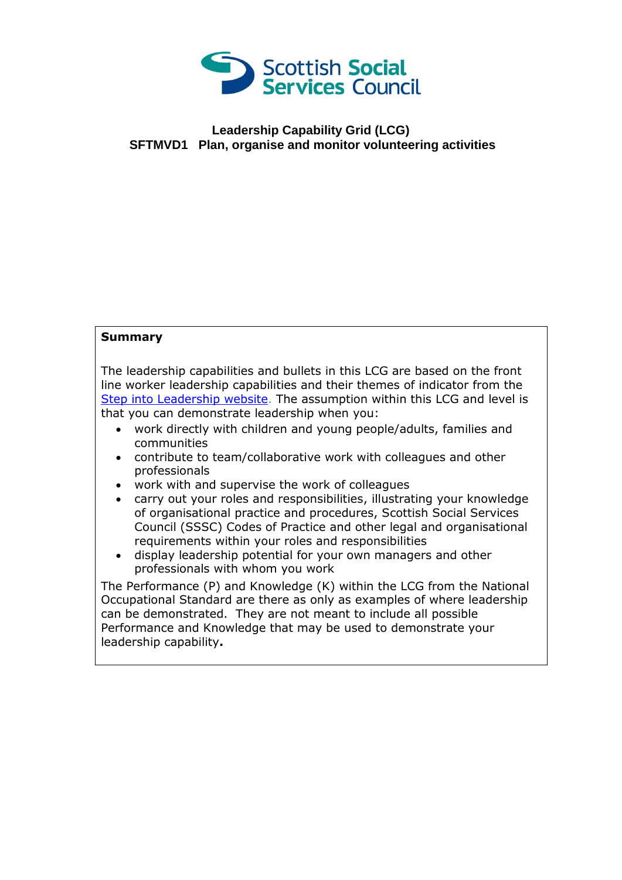Scottish Social Services Council

**Leadership Capability Grid (LCG)**
**SFTMVD1 Plan, organise and monitor volunteering activities**

**Summary**

The leadership capabilities and bullets in this LCG are based on the front line worker leadership capabilities and their themes of indicator from the Step into Leadership website. The assumption within this LCG and level is that you can demonstrate leadership when you:

- work directly with children and young people/adults, families and communities
- contribute to team/collaborative work with colleagues and other professionals
- work with and supervise the work of colleagues
- carry out your roles and responsibilities, illustrating your knowledge of organisational practice and procedures, Scottish Social Services Council (SSSC) Codes of Practice and other legal and organisational requirements within your roles and responsibilities
- display leadership potential for your own managers and other professionals with whom you work

The Performance (P) and Knowledge (K) within the LCG from the National Occupational Standard are there as only as examples of where leadership can be demonstrated. They are not meant to include all possible Performance and Knowledge that may be used to demonstrate your leadership capability**.**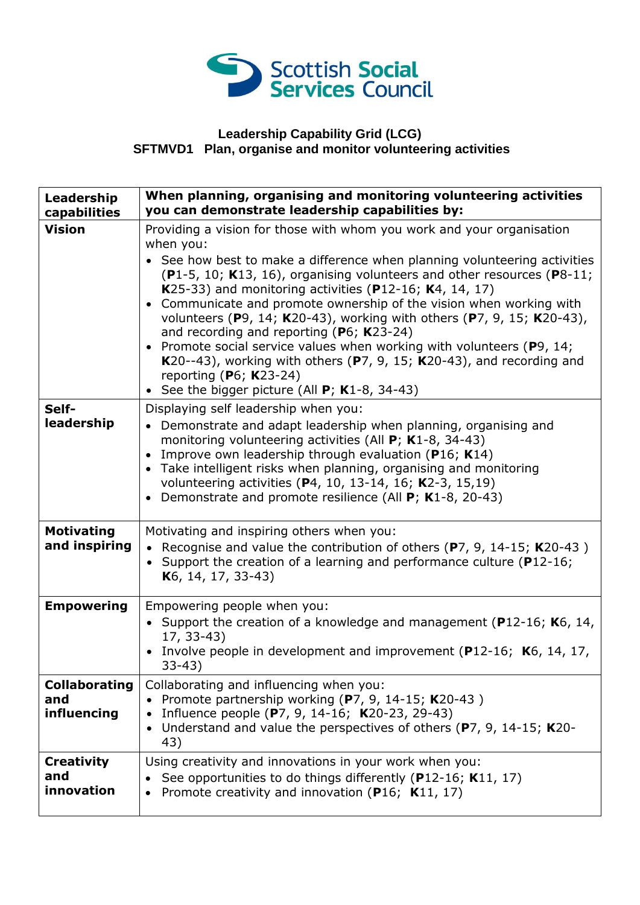Scottish Social Services Council

**Leadership Capability Grid (LCG)**
**SFTMVD1 Plan, organise and monitor volunteering activities**

| Leadership capabilities | When planning, organising and monitoring volunteering activities you can demonstrate leadership capabilities by: |
|---|---|
| **Vision** | Providing a vision for those with whom you work and your organisation when you:<br>• See how best to make a difference when planning volunteering activities (**P**1-5, 10; **K**13, 16), organising volunteers and other resources (**P**8-11; **K**25-33) and monitoring activities (**P**12-16; **K**4, 14, 17)<br>• Communicate and promote ownership of the vision when working with volunteers (**P**9, 14; **K**20-43), working with others (**P**7, 9, 15; **K**20-43), and recording and reporting (**P**6; **K**23-24)<br>• Promote social service values when working with volunteers (**P**9, 14; **K**20--43), working with others (**P**7, 9, 15; **K**20-43), and recording and reporting (**P**6; **K**23-24)<br>• See the bigger picture (All **P**; **K**1-8, 34-43) |
| **Self-leadership** | Displaying self leadership when you:<br>• Demonstrate and adapt leadership when planning, organising and monitoring volunteering activities (All **P**; **K**1-8, 34-43)<br>• Improve own leadership through evaluation (**P**16; **K**14)<br>• Take intelligent risks when planning, organising and monitoring volunteering activities (**P**4, 10, 13-14, 16; **K**2-3, 15,19)<br>• Demonstrate and promote resilience (All **P**; **K**1-8, 20-43) |
| **Motivating and inspiring** | Motivating and inspiring others when you:<br>• Recognise and value the contribution of others (**P**7, 9, 14-15; **K**20-43 )<br>• Support the creation of a learning and performance culture (**P**12-16; **K**6, 14, 17, 33-43) |
| **Empowering** | Empowering people when you:<br>• Support the creation of a knowledge and management (**P**12-16; **K**6, 14, 17, 33-43)<br>• Involve people in development and improvement (**P**12-16; **K**6, 14, 17, 33-43) |
| **Collaborating and influencing** | Collaborating and influencing when you:<br>• Promote partnership working (**P**7, 9, 14-15; **K**20-43 )<br>• Influence people (**P**7, 9, 14-16; **K**20-23, 29-43)<br>• Understand and value the perspectives of others (**P**7, 9, 14-15; **K**20-43) |
| **Creativity and innovation** | Using creativity and innovations in your work when you:<br>• See opportunities to do things differently (**P**12-16; **K**11, 17)<br>• Promote creativity and innovation (**P**16; **K**11, 17) |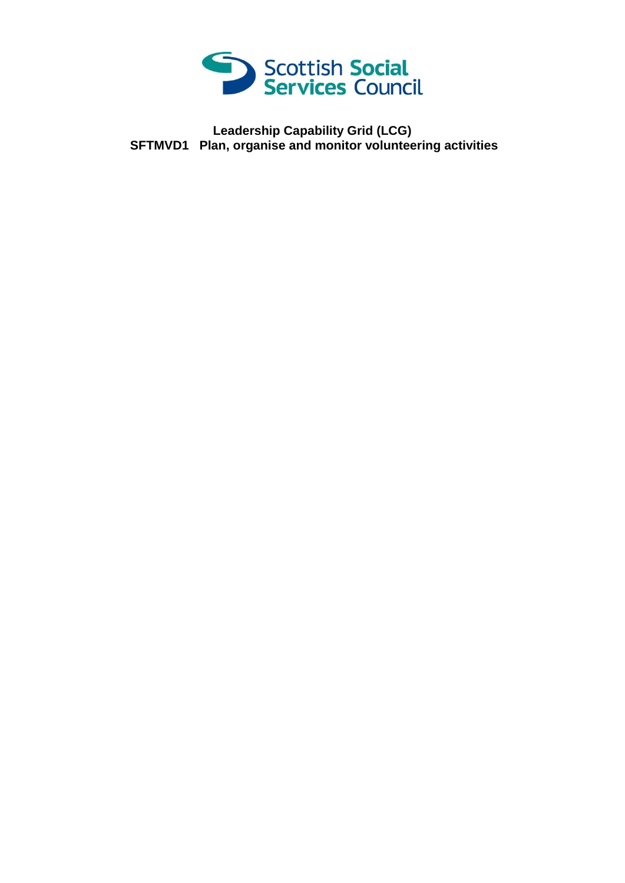Scottish Social Services Council

**Leadership Capability Grid (LCG)**
**SFTMVD1 Plan, organise and monitor volunteering activities**